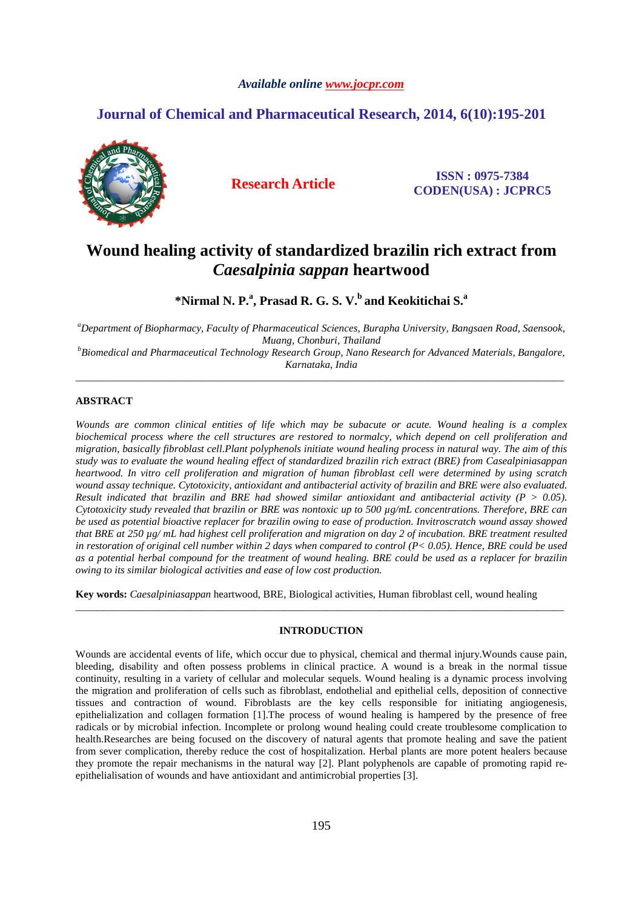# Wound healing activity of standardized brazilin rich extract from *Caesalpinia sappan* heartwood

**\*Nirmal N. P.[a], Prasad R. G. S. V.[b] and Keokitichai S.[a]**

*[a]Department of Biopharmacy, Faculty of Pharmaceutical Sciences, Burapha University, Bangsaen Road, Saensook, Muang, Chonburi, Thailand*

*[b]Biomedical and Pharmaceutical Technology Research Group, Nano Research for Advanced Materials, Bangalore, Karnataka, India*

---

## ABSTRACT

*Wounds are common clinical entities of life which may be subacute or acute. Wound healing is a complex biochemical process where the cell structures are restored to normalcy, which depend on cell proliferation and migration, basically fibroblast cell.Plant polyphenols initiate wound healing process in natural way. The aim of this study was to evaluate the wound healing effect of standardized brazilin rich extract (BRE) from Casealpiniasappan heartwood. In vitro cell proliferation and migration of human fibroblast cell were determined by using scratch wound assay technique. Cytotoxicity, antioxidant and antibacterial activity of brazilin and BRE were also evaluated. Result indicated that brazilin and BRE had showed similar antioxidant and antibacterial activity (P > 0.05). Cytotoxicity study revealed that brazilin or BRE was nontoxic up to 500 µg/mL concentrations. Therefore, BRE can be used as potential bioactive replacer for brazilin owing to ease of production. Invitroscratch wound assay showed that BRE at 250 µg/ mL had highest cell proliferation and migration on day 2 of incubation. BRE treatment resulted in restoration of original cell number within 2 days when compared to control (P< 0.05). Hence, BRE could be used as a potential herbal compound for the treatment of wound healing. BRE could be used as a replacer for brazilin owing to its similar biological activities and ease of low cost production.*

**Key words:** *Caesalpiniasappan* heartwood, BRE, Biological activities, Human fibroblast cell, wound healing

---

## INTRODUCTION

Wounds are accidental events of life, which occur due to physical, chemical and thermal injury.Wounds cause pain, bleeding, disability and often possess problems in clinical practice. A wound is a break in the normal tissue continuity, resulting in a variety of cellular and molecular sequels. Wound healing is a dynamic process involving the migration and proliferation of cells such as fibroblast, endothelial and epithelial cells, deposition of connective tissues and contraction of wound. Fibroblasts are the key cells responsible for initiating angiogenesis, epithelialization and collagen formation [1].The process of wound healing is hampered by the presence of free radicals or by microbial infection. Incomplete or prolong wound healing could create troublesome complication to health.Researches are being focused on the discovery of natural agents that promote healing and save the patient from sever complication, thereby reduce the cost of hospitalization. Herbal plants are more potent healers because they promote the repair mechanisms in the natural way [2]. Plant polyphenols are capable of promoting rapid re-epithelialisation of wounds and have antioxidant and antimicrobial properties [3].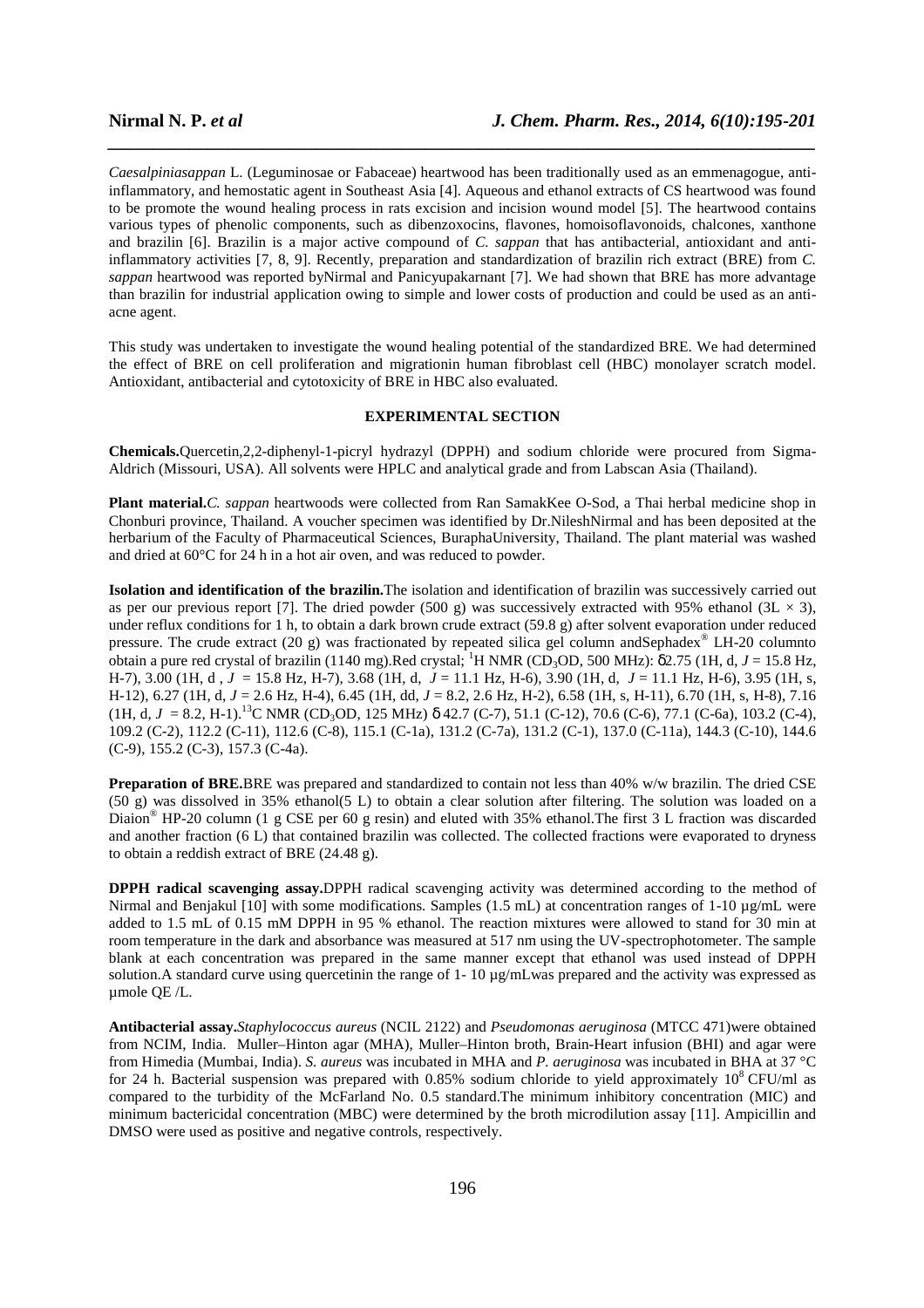*Caesalpiniasappan* L. (Leguminosae or Fabaceae) heartwood has been traditionally used as an emmenagogue, anti-inflammatory, and hemostatic agent in Southeast Asia [4]. Aqueous and ethanol extracts of CS heartwood was found to be promote the wound healing process in rats excision and incision wound model [5]. The heartwood contains various types of phenolic components, such as dibenzoxocins, flavones, homoisoflavonoids, chalcones, xanthone and brazilin [6]. Brazilin is a major active compound of *C. sappan* that has antibacterial, antioxidant and anti-inflammatory activities [7, 8, 9]. Recently, preparation and standardization of brazilin rich extract (BRE) from *C. sappan* heartwood was reported byNirmal and Panicyupakarnant [7]. We had shown that BRE has more advantage than brazilin for industrial application owing to simple and lower costs of production and could be used as an anti-acne agent.

This study was undertaken to investigate the wound healing potential of the standardized BRE. We had determined the effect of BRE on cell proliferation and migrationin human fibroblast cell (HBC) monolayer scratch model. Antioxidant, antibacterial and cytotoxicity of BRE in HBC also evaluated.

## EXPERIMENTAL SECTION

**Chemicals.**Quercetin,2,2-diphenyl-1-picryl hydrazyl (DPPH) and sodium chloride were procured from Sigma-Aldrich (Missouri, USA). All solvents were HPLC and analytical grade and from Labscan Asia (Thailand).

**Plant material.***C. sappan* heartwoods were collected from Ran SamakKee O-Sod, a Thai herbal medicine shop in Chonburi province, Thailand. A voucher specimen was identified by Dr.NileshNirmal and has been deposited at the herbarium of the Faculty of Pharmaceutical Sciences, BuraphaUniversity, Thailand. The plant material was washed and dried at 60°C for 24 h in a hot air oven, and was reduced to powder.

**Isolation and identification of the brazilin.**The isolation and identification of brazilin was successively carried out as per our previous report [7]. The dried powder (500 g) was successively extracted with 95% ethanol (3L × 3), under reflux conditions for 1 h, to obtain a dark brown crude extract (59.8 g) after solvent evaporation under reduced pressure. The crude extract (20 g) was fractionated by repeated silica gel column andSephadex® LH-20 columnto obtain a pure red crystal of brazilin (1140 mg).Red crystal; $^{1}$H NMR ($CD_3OD$, 500 MHz): δ2.75 (1H, d, *J* = 15.8 Hz, H-7), 3.00 (1H, d , *J* = 15.8 Hz, H-7), 3.68 (1H, d, *J* = 11.1 Hz, H-6), 3.90 (1H, d, *J* = 11.1 Hz, H-6), 3.95 (1H, s, H-12), 6.27 (1H, d, *J* = 2.6 Hz, H-4), 6.45 (1H, dd, *J* = 8.2, 2.6 Hz, H-2), 6.58 (1H, s, H-11), 6.70 (1H, s, H-8), 7.16 (1H, d, *J* = 8.2, H-1).$^{13}$C NMR ($CD_3OD$, 125 MHz) δ 42.7 (C-7), 51.1 (C-12), 70.6 (C-6), 77.1 (C-6a), 103.2 (C-4), 109.2 (C-2), 112.2 (C-11), 112.6 (C-8), 115.1 (C-1a), 131.2 (C-7a), 131.2 (C-1), 137.0 (C-11a), 144.3 (C-10), 144.6 (C-9), 155.2 (C-3), 157.3 (C-4a).

**Preparation of BRE.**BRE was prepared and standardized to contain not less than 40% w/w brazilin. The dried CSE (50 g) was dissolved in 35% ethanol(5 L) to obtain a clear solution after filtering. The solution was loaded on a Diaion® HP-20 column (1 g CSE per 60 g resin) and eluted with 35% ethanol.The first 3 L fraction was discarded and another fraction (6 L) that contained brazilin was collected. The collected fractions were evaporated to dryness to obtain a reddish extract of BRE (24.48 g).

**DPPH radical scavenging assay.**DPPH radical scavenging activity was determined according to the method of Nirmal and Benjakul [10] with some modifications. Samples (1.5 mL) at concentration ranges of 1-10 µg/mL were added to 1.5 mL of 0.15 mM DPPH in 95 % ethanol. The reaction mixtures were allowed to stand for 30 min at room temperature in the dark and absorbance was measured at 517 nm using the UV-spectrophotometer. The sample blank at each concentration was prepared in the same manner except that ethanol was used instead of DPPH solution.A standard curve using quercetinin the range of 1- 10 µg/mLwas prepared and the activity was expressed as µmole QE /L.

**Antibacterial assay.***Staphylococcus aureus* (NCIL 2122) and *Pseudomonas aeruginosa* (MTCC 471)were obtained from NCIM, India. Muller–Hinton agar (MHA), Muller–Hinton broth, Brain-Heart infusion (BHI) and agar were from Himedia (Mumbai, India). *S. aureus* was incubated in MHA and *P. aeruginosa* was incubated in BHA at 37 °C for 24 h. Bacterial suspension was prepared with 0.85% sodium chloride to yield approximately $10^{8}$ CFU/ml as compared to the turbidity of the McFarland No. 0.5 standard.The minimum inhibitory concentration (MIC) and minimum bactericidal concentration (MBC) were determined by the broth microdilution assay [11]. Ampicillin and DMSO were used as positive and negative controls, respectively.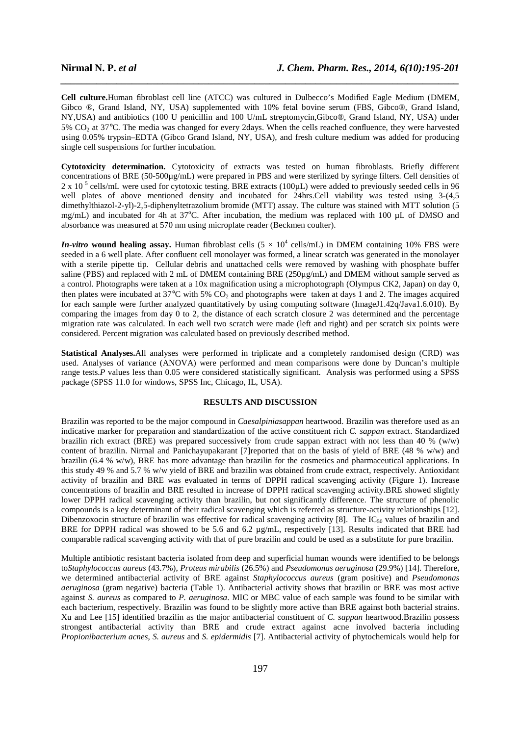**Cell culture.**Human fibroblast cell line (ATCC) was cultured in Dulbecco's Modified Eagle Medium (DMEM, Gibco ®, Grand Island, NY, USA) supplemented with 10% fetal bovine serum (FBS, Gibco®, Grand Island, NY,USA) and antibiotics (100 U penicillin and 100 U/mL streptomycin,Gibco®, Grand Island, NY, USA) under 5% $CO_2$ at 37°C. The media was changed for every 2days. When the cells reached confluence, they were harvested using 0.05% trypsin–EDTA (Gibco Grand Island, NY, USA), and fresh culture medium was added for producing single cell suspensions for further incubation.

**Cytotoxicity determination.** Cytotoxicity of extracts was tested on human fibroblasts. Briefly different concentrations of BRE (50-500µg/mL) were prepared in PBS and were sterilized by syringe filters. Cell densities of $2 \times 10^5$ cells/mL were used for cytotoxic testing. BRE extracts (100µL) were added to previously seeded cells in 96 well plates of above mentioned density and incubated for 24hrs.Cell viability was tested using 3-(4,5 dimethylthiazol-2-yl)-2,5-diphenyltetrazolium bromide (MTT) assay. The culture was stained with MTT solution (5 mg/mL) and incubated for 4h at 37°C. After incubation, the medium was replaced with 100 µL of DMSO and absorbance was measured at 570 nm using microplate reader (Beckmen coulter).

***In-vitro* wound healing assay.** Human fibroblast cells ($5 \times 10^4$ cells/mL) in DMEM containing 10% FBS were seeded in a 6 well plate. After confluent cell monolayer was formed, a linear scratch was generated in the monolayer with a sterile pipette tip. Cellular debris and unattached cells were removed by washing with phosphate buffer saline (PBS) and replaced with 2 mL of DMEM containing BRE (250µg/mL) and DMEM without sample served as a control. Photographs were taken at a 10x magnification using a microphotograph (Olympus CK2, Japan) on day 0, then plates were incubated at 37°C with 5% $CO_2$ and photographs were taken at days 1 and 2. The images acquired for each sample were further analyzed quantitatively by using computing software (ImageJ1.42q/Java1.6.010). By comparing the images from day 0 to 2, the distance of each scratch closure 2 was determined and the percentage migration rate was calculated. In each well two scratch were made (left and right) and per scratch six points were considered. Percent migration was calculated based on previously described method.

**Statistical Analyses.**All analyses were performed in triplicate and a completely randomised design (CRD) was used. Analyses of variance (ANOVA) were performed and mean comparisons were done by Duncan's multiple range tests.*P* values less than 0.05 were considered statistically significant. Analysis was performed using a SPSS package (SPSS 11.0 for windows, SPSS Inc, Chicago, IL, USA).

## RESULTS AND DISCUSSION

Brazilin was reported to be the major compound in *Caesalpiniasappan* heartwood. Brazilin was therefore used as an indicative marker for preparation and standardization of the active constituent rich *C. sappan* extract. Standardized brazilin rich extract (BRE) was prepared successively from crude sappan extract with not less than 40 % (w/w) content of brazilin. Nirmal and Panichayupakarant [7]reported that on the basis of yield of BRE (48 % w/w) and brazilin (6.4 % w/w), BRE has more advantage than brazilin for the cosmetics and pharmaceutical applications. In this study 49 % and 5.7 % w/w yield of BRE and brazilin was obtained from crude extract, respectively. Antioxidant activity of brazilin and BRE was evaluated in terms of DPPH radical scavenging activity (Figure 1). Increase concentrations of brazilin and BRE resulted in increase of DPPH radical scavenging activity.BRE showed slightly lower DPPH radical scavenging activity than brazilin, but not significantly difference. The structure of phenolic compounds is a key determinant of their radical scavenging which is referred as structure-activity relationships [12]. Dibenzoxocin structure of brazilin was effective for radical scavenging activity [8]. The $IC_{50}$ values of brazilin and BRE for DPPH radical was showed to be 5.6 and 6.2 µg/mL, respectively [13]. Results indicated that BRE had comparable radical scavenging activity with that of pure brazilin and could be used as a substitute for pure brazilin.

Multiple antibiotic resistant bacteria isolated from deep and superficial human wounds were identified to be belongs to*Staphylococcus aureus* (43.7%), *Proteus mirabilis* (26.5%) and *Pseudomonas aeruginosa* (29.9%) [14]. Therefore, we determined antibacterial activity of BRE against *Staphylococcus aureus* (gram positive) and *Pseudomonas aeruginosa* (gram negative) bacteria (Table 1). Antibacterial activity shows that brazilin or BRE was most active against *S. aureus* as compared to *P. aeruginosa*. MIC or MBC value of each sample was found to be similar with each bacterium, respectively. Brazilin was found to be slightly more active than BRE against both bacterial strains. Xu and Lee [15] identified brazilin as the major antibacterial constituent of *C. sappan* heartwood.Brazilin possess strongest antibacterial activity than BRE and crude extract against acne involved bacteria including *Propionibacterium acnes*, *S. aureus* and *S. epidermidis* [7]. Antibacterial activity of phytochemicals would help for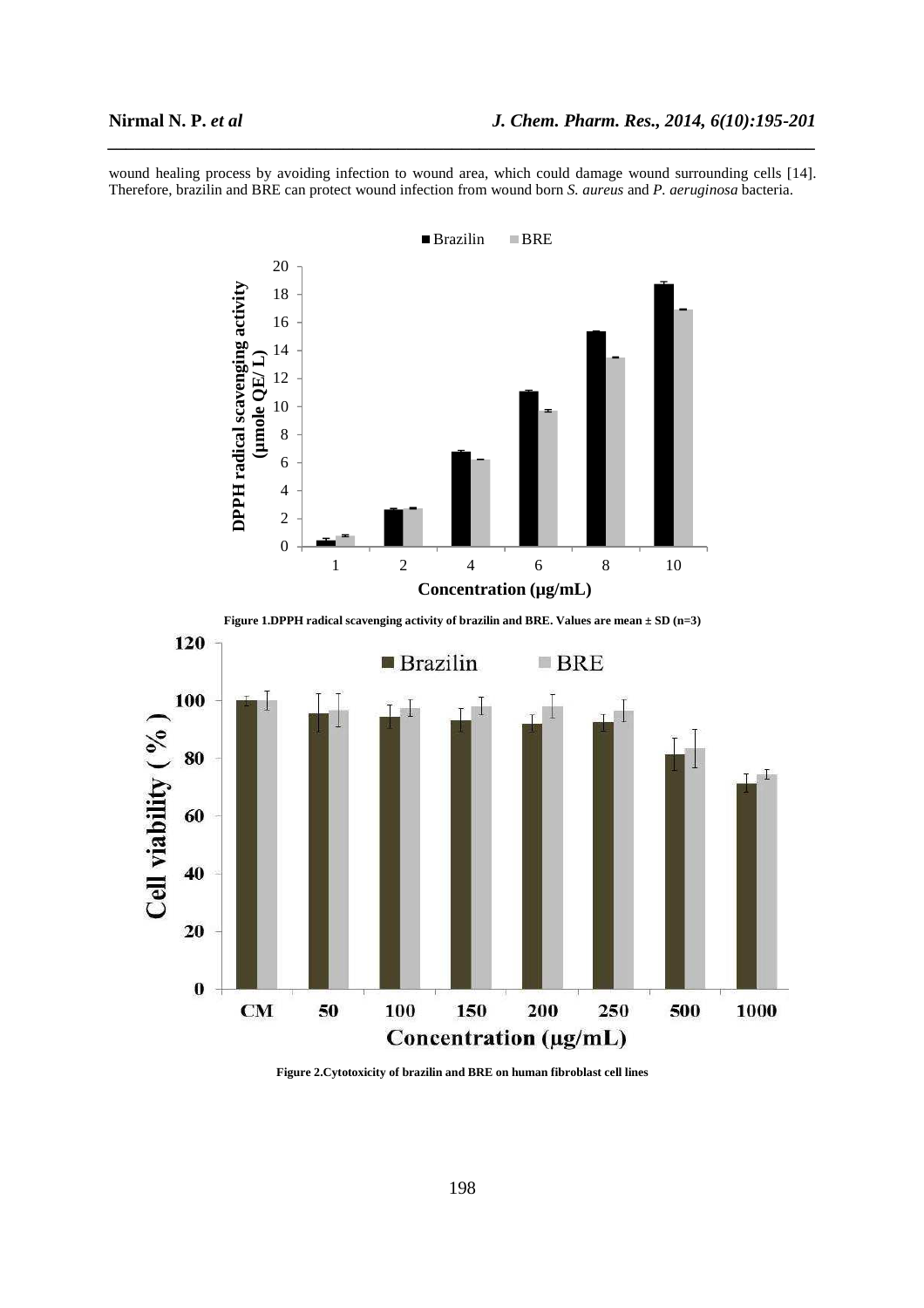wound healing process by avoiding infection to wound area, which could damage wound surrounding cells [14]. Therefore, brazilin and BRE can protect wound infection from wound born *S. aureus* and *P. aeruginosa* bacteria.

**Figure 1.DPPH radical scavenging activity of brazilin and BRE. Values are mean ± SD (n=3)**

**Figure 2.Cytotoxicity of brazilin and BRE on human fibroblast cell lines**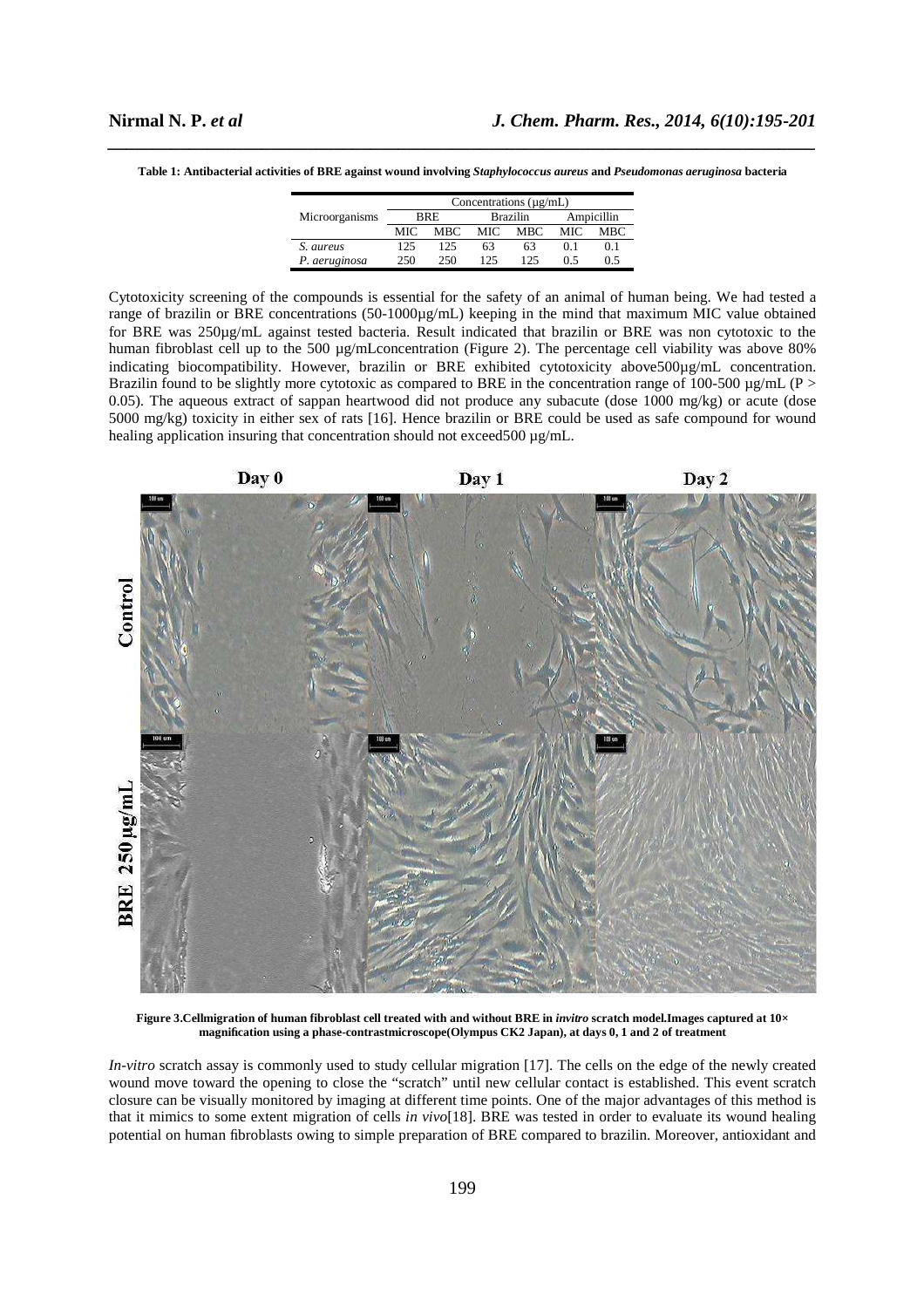**Table 1: Antibacterial activities of BRE against wound involving *Staphylococcus aureus* and *Pseudomonas aeruginosa* bacteria**

| Microorganisms | Concentrations (µg/mL) | | | | | |
|---|---|---|---|---|---|---|
| | BRE | | Brazilin | | Ampicillin | |
| | MIC | MBC | MIC | MBC | MIC | MBC |
| *S. aureus* | 125 | 125 | 63 | 63 | 0.1 | 0.1 |
| *P. aeruginosa* | 250 | 250 | 125 | 125 | 0.5 | 0.5 |

Cytotoxicity screening of the compounds is essential for the safety of an animal of human being. We had tested a range of brazilin or BRE concentrations (50-1000µg/mL) keeping in the mind that maximum MIC value obtained for BRE was 250µg/mL against tested bacteria. Result indicated that brazilin or BRE was non cytotoxic to the human fibroblast cell up to the 500 µg/mLconcentration (Figure 2). The percentage cell viability was above 80% indicating biocompatibility. However, brazilin or BRE exhibited cytotoxicity above500µg/mL concentration. Brazilin found to be slightly more cytotoxic as compared to BRE in the concentration range of 100-500 µg/mL ($P > 0.05$). The aqueous extract of sappan heartwood did not produce any subacute (dose 1000 mg/kg) or acute (dose 5000 mg/kg) toxicity in either sex of rats [16]. Hence brazilin or BRE could be used as safe compound for wound healing application insuring that concentration should not exceed500 µg/mL.

**Figure 3.Cellmigration of human fibroblast cell treated with and without BRE in *invitro* scratch model.Images captured at 10× magnification using a phase-contrastmicroscope(Olympus CK2 Japan), at days 0, 1 and 2 of treatment**

*In-vitro* scratch assay is commonly used to study cellular migration [17]. The cells on the edge of the newly created wound move toward the opening to close the "scratch" until new cellular contact is established. This event scratch closure can be visually monitored by imaging at different time points. One of the major advantages of this method is that it mimics to some extent migration of cells *in vivo*[18]. BRE was tested in order to evaluate its wound healing potential on human fibroblasts owing to simple preparation of BRE compared to brazilin. Moreover, antioxidant and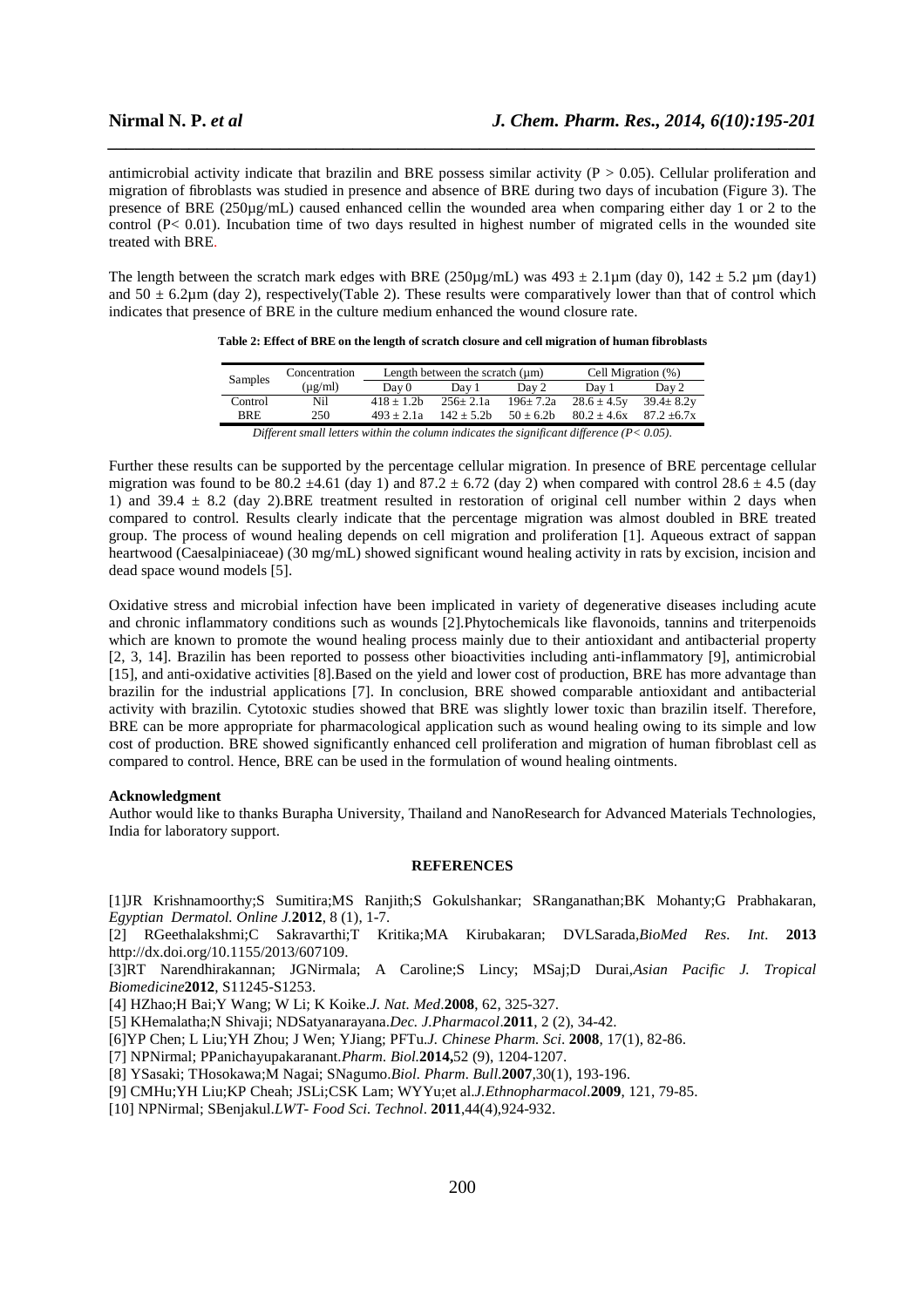antimicrobial activity indicate that brazilin and BRE possess similar activity ($P > 0.05$). Cellular proliferation and migration of fibroblasts was studied in presence and absence of BRE during two days of incubation (Figure 3). The presence of BRE (250µg/mL) caused enhanced cellin the wounded area when comparing either day 1 or 2 to the control ($P< 0.01$). Incubation time of two days resulted in highest number of migrated cells in the wounded site treated with BRE.

The length between the scratch mark edges with BRE (250µg/mL) was 493 ± 2.1µm (day 0), 142 ± 5.2 µm (day1) and 50 ± 6.2µm (day 2), respectively(Table 2). These results were comparatively lower than that of control which indicates that presence of BRE in the culture medium enhanced the wound closure rate.

**Table 2: Effect of BRE on the length of scratch closure and cell migration of human fibroblasts**

| Samples | Concentration (µg/ml) | Length between the scratch (µm) | | | Cell Migration (%) | |
|---|---|---|---|---|---|---|
| | | Day 0 | Day 1 | Day 2 | Day 1 | Day 2 |
| Control | Nil | 418 ± 1.2b | 256± 2.1a | 196± 7.2a | 28.6 ± 4.5y | 39.4± 8.2y |
| BRE | 250 | 493 ± 2.1a | 142 ± 5.2b | 50 ± 6.2b | 80.2 ± 4.6x | 87.2 ±6.7x |

*Different small letters within the column indicates the significant difference ($P< 0.05$).*

Further these results can be supported by the percentage cellular migration. In presence of BRE percentage cellular migration was found to be 80.2 ±4.61 (day 1) and 87.2 ± 6.72 (day 2) when compared with control 28.6 ± 4.5 (day 1) and 39.4 ± 8.2 (day 2).BRE treatment resulted in restoration of original cell number within 2 days when compared to control. Results clearly indicate that the percentage migration was almost doubled in BRE treated group. The process of wound healing depends on cell migration and proliferation [1]. Aqueous extract of sappan heartwood (Caesalpiniaceae) (30 mg/mL) showed significant wound healing activity in rats by excision, incision and dead space wound models [5].

Oxidative stress and microbial infection have been implicated in variety of degenerative diseases including acute and chronic inflammatory conditions such as wounds [2].Phytochemicals like flavonoids, tannins and triterpenoids which are known to promote the wound healing process mainly due to their antioxidant and antibacterial property [2, 3, 14]. Brazilin has been reported to possess other bioactivities including anti-inflammatory [9], antimicrobial [15], and anti-oxidative activities [8].Based on the yield and lower cost of production, BRE has more advantage than brazilin for the industrial applications [7]. In conclusion, BRE showed comparable antioxidant and antibacterial activity with brazilin. Cytotoxic studies showed that BRE was slightly lower toxic than brazilin itself. Therefore, BRE can be more appropriate for pharmacological application such as wound healing owing to its simple and low cost of production. BRE showed significantly enhanced cell proliferation and migration of human fibroblast cell as compared to control. Hence, BRE can be used in the formulation of wound healing ointments.

**Acknowledgment**

Author would like to thanks Burapha University, Thailand and NanoResearch for Advanced Materials Technologies, India for laboratory support.

## REFERENCES

[1]JR Krishnamoorthy;S Sumitira;MS Ranjith;S Gokulshankar; SRanganathan;BK Mohanty;G Prabhakaran, *Egyptian Dermatol. Online J.***2012**, 8 (1), 1-7.

[2] RGeethalakshmi;C Sakravarthi;T Kritika;MA Kirubakaran; DVLSarada,*BioMed Res. Int.* **2013** http://dx.doi.org/10.1155/2013/607109.

[3]RT Narendhirakannan; JGNirmala; A Caroline;S Lincy; MSaj;D Durai,*Asian Pacific J. Tropical Biomedicine***2012**, S11245-S1253.

[4] HZhao;H Bai;Y Wang; W Li; K Koike.*J. Nat. Med*.**2008**, 62, 325-327.

[5] KHemalatha;N Shivaji; NDSatyanarayana.*Dec. J.Pharmacol*.**2011**, 2 (2), 34-42.

[6]YP Chen; L Liu;YH Zhou; J Wen; YJiang; PFTu.*J. Chinese Pharm. Sci.* **2008**, 17(1), 82-86.

[7] NPNirmal; PPanichayupakaranant.*Pharm. Biol.***2014,**52 (9), 1204-1207.

[8] YSasaki; THosokawa;M Nagai; SNagumo.*Biol. Pharm. Bull.***2007**,30(1), 193-196.

[9] CMHu;YH Liu;KP Cheah; JSLi;CSK Lam; WYYu;et al.*J.Ethnopharmacol.***2009**, 121, 79-85.

[10] NPNirmal; SBenjakul.*LWT- Food Sci. Technol*. **2011**,44(4),924-932.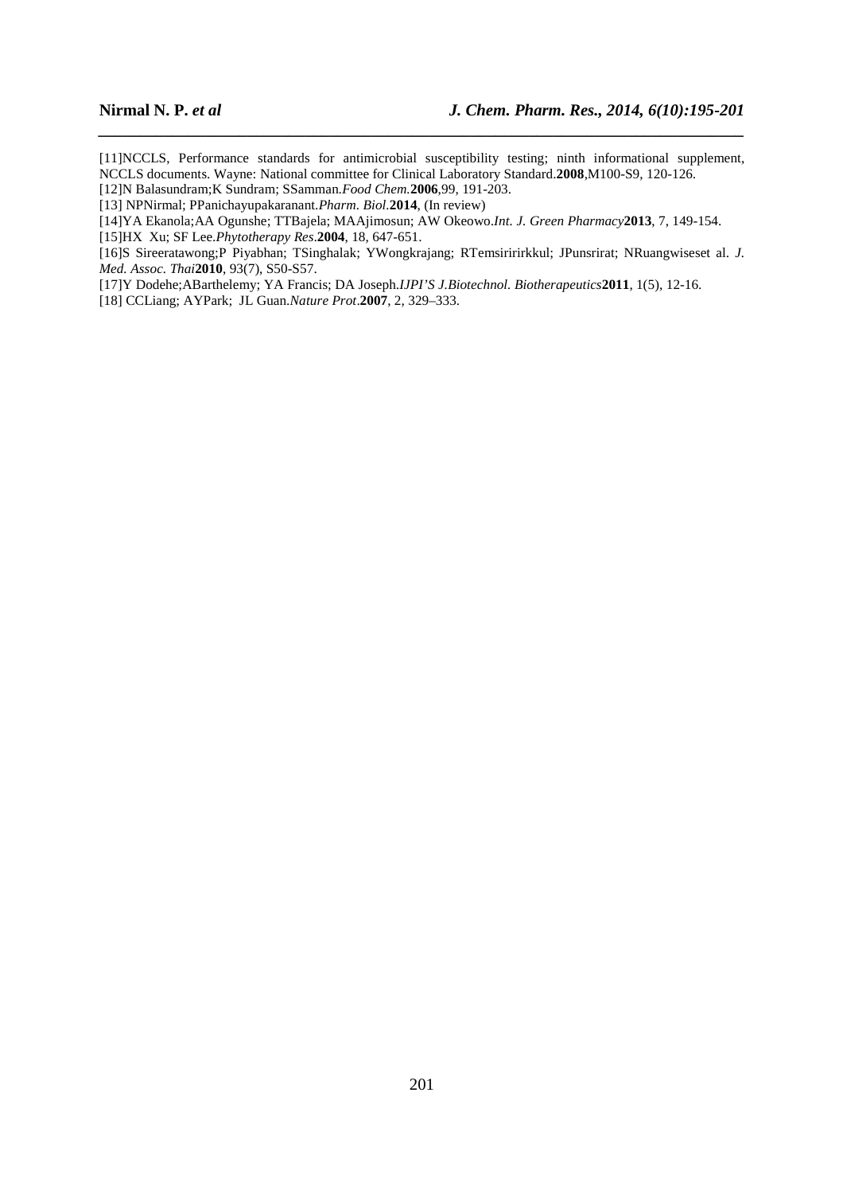[11]NCCLS, Performance standards for antimicrobial susceptibility testing; ninth informational supplement, NCCLS documents. Wayne: National committee for Clinical Laboratory Standard.**2008**,M100-S9, 120-126.

[12]N Balasundram;K Sundram; SSamman.*Food Chem.***2006**,99, 191-203.

[13] NPNirmal; PPanichayupakaranant.*Pharm. Biol.***2014**, (In review)

[14]YA Ekanola;AA Ogunshe; TTBajela; MAAjimosun; AW Okeowo.*Int. J. Green Pharmacy***2013**, 7, 149-154.

[15]HX Xu; SF Lee.*Phytotherapy Res*.**2004**, 18, 647-651.

[16]S Sireeratawong;P Piyabhan; TSinghalak; YWongkrajang; RTemsiririrkkul; JPunsrirat; NRuangwiseset al. *J. Med. Assoc. Thai***2010**, 93(7), S50-S57.

[17]Y Dodehe;ABarthelemy; YA Francis; DA Joseph.*IJPI'S J.Biotechnol. Biotherapeutics***2011**, 1(5), 12-16.

[18] CCLiang; AYPark; JL Guan.*Nature Prot*.**2007**, 2, 329–333.